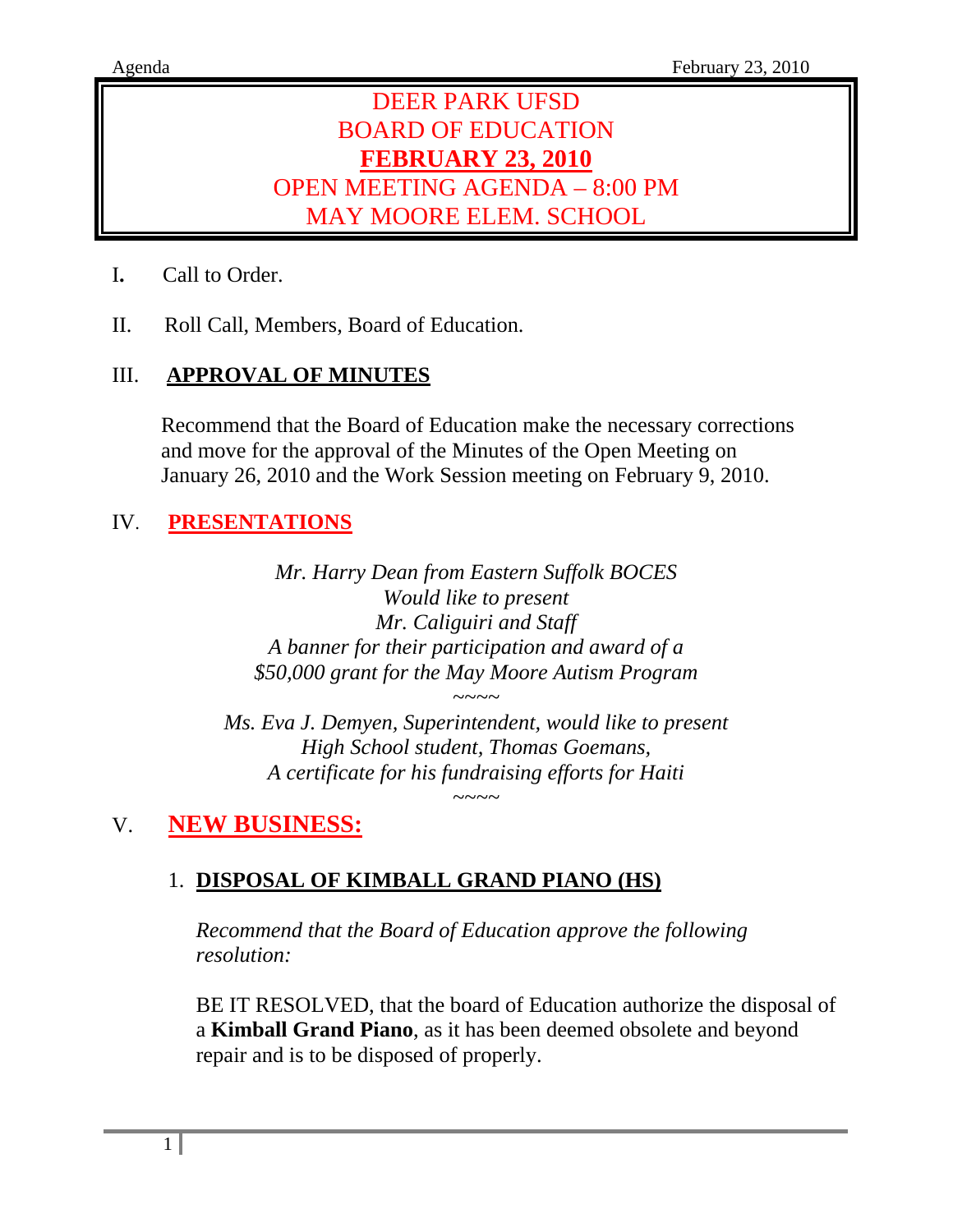# DEER PARK UFSD
# BOARD OF EDUCATION
# **FEBRUARY 23, 2010**
# OPEN MEETING AGENDA – 8:00 PM
# MAY MOORE ELEM. SCHOOL

I. Call to Order.

II. Roll Call, Members, Board of Education.

III. **APPROVAL OF MINUTES**

Recommend that the Board of Education make the necessary corrections and move for the approval of the Minutes of the Open Meeting on January 26, 2010 and the Work Session meeting on February 9, 2010.

IV. **PRESENTATIONS**

*Mr. Harry Dean from Eastern Suffolk BOCES*
*Would like to present*
*Mr. Caliguiri and Staff*
*A banner for their participation and award of a*
*$50,000 grant for the May Moore Autism Program*

~~~~

*Ms. Eva J. Demyen, Superintendent, would like to present*
*High School student, Thomas Goemans,*
*A certificate for his fundraising efforts for Haiti*

~~~~

## V. **NEW BUSINESS:**

1. **DISPOSAL OF KIMBALL GRAND PIANO (HS)**

*Recommend that the Board of Education approve the following resolution:*

BE IT RESOLVED, that the board of Education authorize the disposal of a **Kimball Grand Piano**, as it has been deemed obsolete and beyond repair and is to be disposed of properly.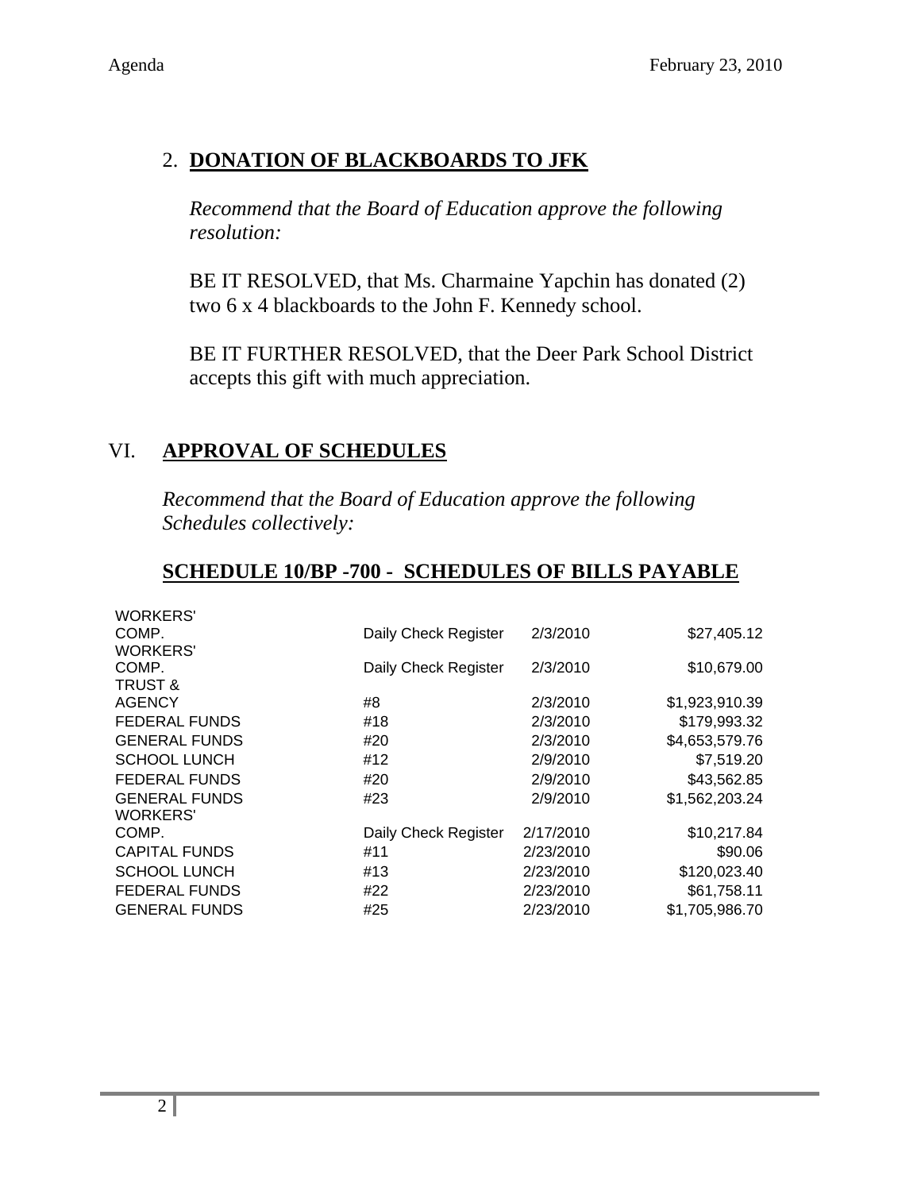2. **DONATION OF BLACKBOARDS TO JFK**

*Recommend that the Board of Education approve the following resolution:*

BE IT RESOLVED, that Ms. Charmaine Yapchin has donated (2) two 6 x 4 blackboards to the John F. Kennedy school.

BE IT FURTHER RESOLVED, that the Deer Park School District accepts this gift with much appreciation.

## VI. APPROVAL OF SCHEDULES

*Recommend that the Board of Education approve the following Schedules collectively:*

### SCHEDULE 10/BP -700 - SCHEDULES OF BILLS PAYABLE

| | | | |
|---|---|---|---|
| WORKERS' COMP. | Daily Check Register | 2/3/2010 | $27,405.12 |
| WORKERS' COMP. | Daily Check Register | 2/3/2010 | $10,679.00 |
| TRUST & AGENCY | #8 | 2/3/2010 | $1,923,910.39 |
| FEDERAL FUNDS | #18 | 2/3/2010 | $179,993.32 |
| GENERAL FUNDS | #20 | 2/3/2010 | $4,653,579.76 |
| SCHOOL LUNCH | #12 | 2/9/2010 | $7,519.20 |
| FEDERAL FUNDS | #20 | 2/9/2010 | $43,562.85 |
| GENERAL FUNDS | #23 | 2/9/2010 | $1,562,203.24 |
| WORKERS' COMP. | Daily Check Register | 2/17/2010 | $10,217.84 |
| CAPITAL FUNDS | #11 | 2/23/2010 | $90.06 |
| SCHOOL LUNCH | #13 | 2/23/2010 | $120,023.40 |
| FEDERAL FUNDS | #22 | 2/23/2010 | $61,758.11 |
| GENERAL FUNDS | #25 | 2/23/2010 | $1,705,986.70 |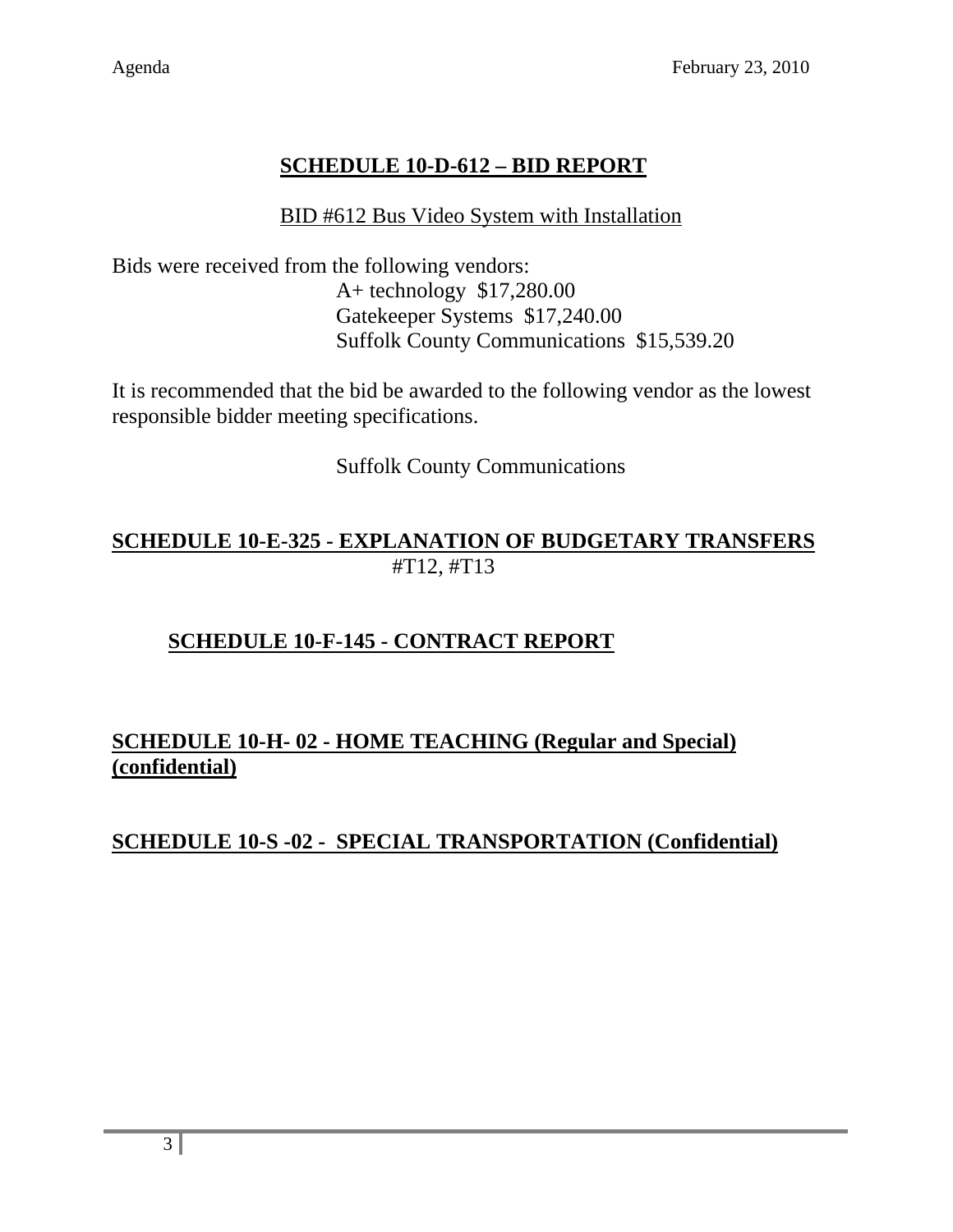## SCHEDULE 10-D-612 – BID REPORT

BID #612 Bus Video System with Installation

Bids were received from the following vendors:

A+ technology $17,280.00
Gatekeeper Systems $17,240.00
Suffolk County Communications $15,539.20

It is recommended that the bid be awarded to the following vendor as the lowest responsible bidder meeting specifications.

Suffolk County Communications

## SCHEDULE 10-E-325 - EXPLANATION OF BUDGETARY TRANSFERS

#T12, #T13

## SCHEDULE 10-F-145 - CONTRACT REPORT

## SCHEDULE 10-H- 02 - HOME TEACHING (Regular and Special) (confidential)

## SCHEDULE 10-S -02 - SPECIAL TRANSPORTATION (Confidential)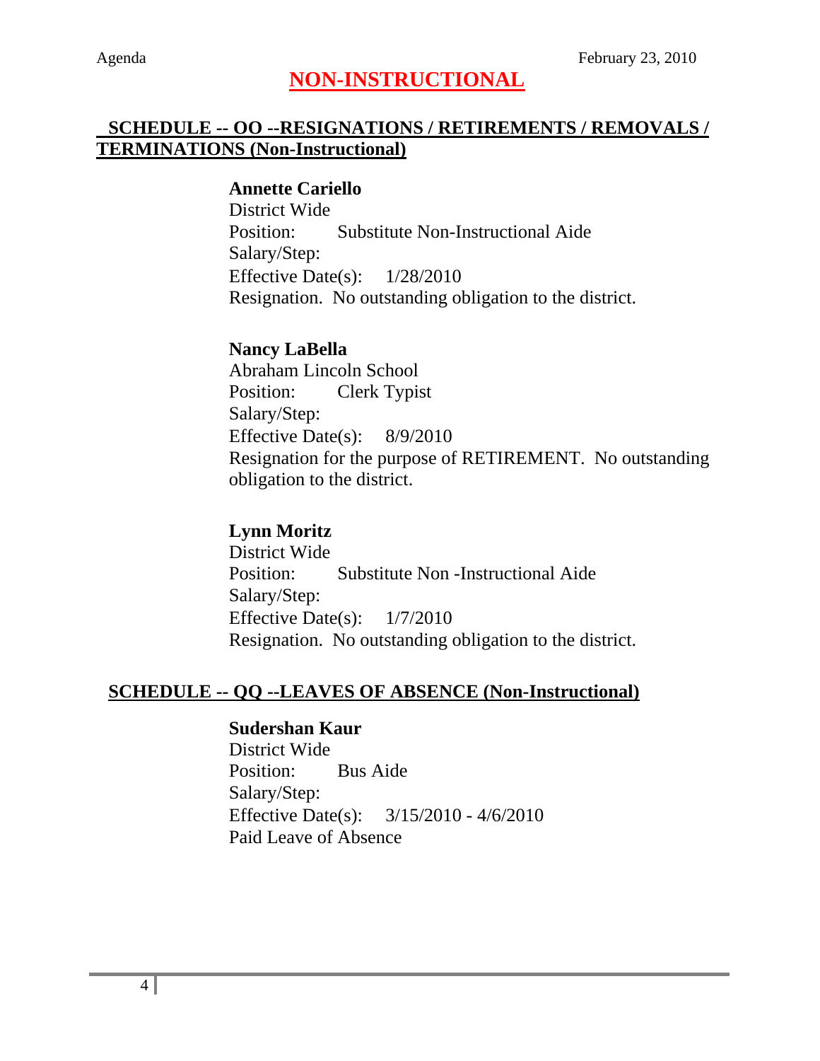# NON-INSTRUCTIONAL

## SCHEDULE -- OO --RESIGNATIONS / RETIREMENTS / REMOVALS / TERMINATIONS (Non-Instructional)

**Annette Cariello**
District Wide
Position: Substitute Non-Instructional Aide
Salary/Step:
Effective Date(s): 1/28/2010
Resignation. No outstanding obligation to the district.

**Nancy LaBella**
Abraham Lincoln School
Position: Clerk Typist
Salary/Step:
Effective Date(s): 8/9/2010
Resignation for the purpose of RETIREMENT. No outstanding obligation to the district.

**Lynn Moritz**
District Wide
Position: Substitute Non -Instructional Aide
Salary/Step:
Effective Date(s): 1/7/2010
Resignation. No outstanding obligation to the district.

## SCHEDULE -- QQ --LEAVES OF ABSENCE (Non-Instructional)

**Sudershan Kaur**
District Wide
Position: Bus Aide
Salary/Step:
Effective Date(s): 3/15/2010 - 4/6/2010
Paid Leave of Absence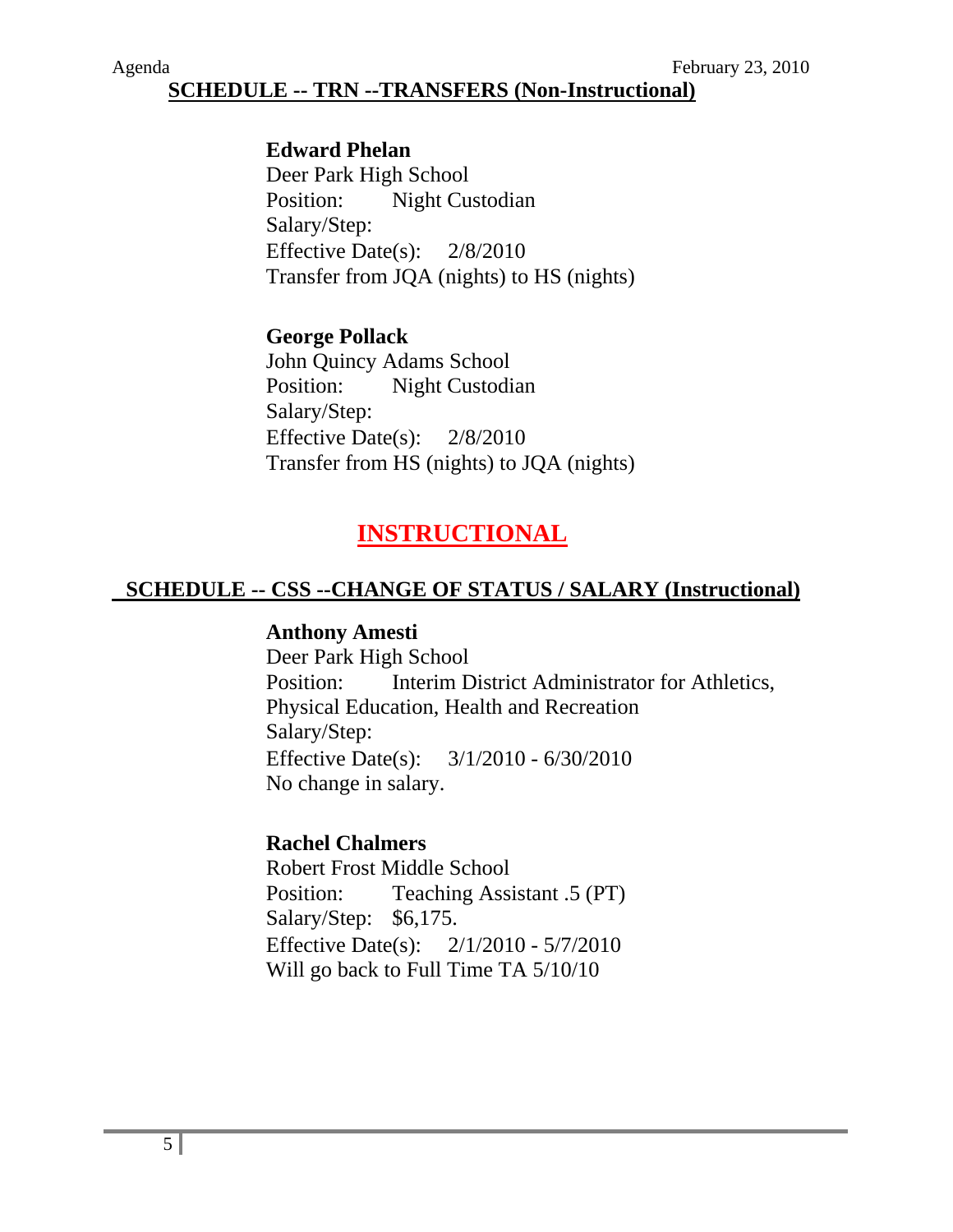## SCHEDULE -- TRN --TRANSFERS (Non-Instructional)

**Edward Phelan**
Deer Park High School
Position: Night Custodian
Salary/Step:
Effective Date(s): 2/8/2010
Transfer from JQA (nights) to HS (nights)

**George Pollack**
John Quincy Adams School
Position: Night Custodian
Salary/Step:
Effective Date(s): 2/8/2010
Transfer from HS (nights) to JQA (nights)

# INSTRUCTIONAL

## SCHEDULE -- CSS --CHANGE OF STATUS / SALARY (Instructional)

**Anthony Amesti**
Deer Park High School
Position: Interim District Administrator for Athletics, Physical Education, Health and Recreation
Salary/Step:
Effective Date(s): 3/1/2010 - 6/30/2010
No change in salary.

**Rachel Chalmers**
Robert Frost Middle School
Position: Teaching Assistant .5 (PT)
Salary/Step: $6,175.
Effective Date(s): 2/1/2010 - 5/7/2010
Will go back to Full Time TA 5/10/10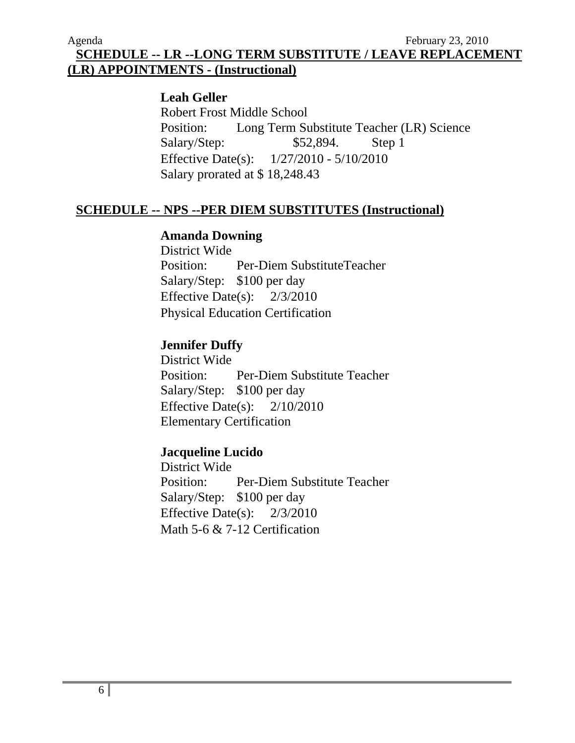## SCHEDULE -- LR --LONG TERM SUBSTITUTE / LEAVE REPLACEMENT (LR) APPOINTMENTS - (Instructional)

**Leah Geller**
Robert Frost Middle School
Position: Long Term Substitute Teacher (LR) Science
Salary/Step: $52,894. Step 1
Effective Date(s): 1/27/2010 - 5/10/2010
Salary prorated at $ 18,248.43

## SCHEDULE -- NPS --PER DIEM SUBSTITUTES (Instructional)

**Amanda Downing**
District Wide
Position: Per-Diem SubstituteTeacher
Salary/Step: $100 per day
Effective Date(s): 2/3/2010
Physical Education Certification

**Jennifer Duffy**
District Wide
Position: Per-Diem Substitute Teacher
Salary/Step: $100 per day
Effective Date(s): 2/10/2010
Elementary Certification

**Jacqueline Lucido**
District Wide
Position: Per-Diem Substitute Teacher
Salary/Step: $100 per day
Effective Date(s): 2/3/2010
Math 5-6 & 7-12 Certification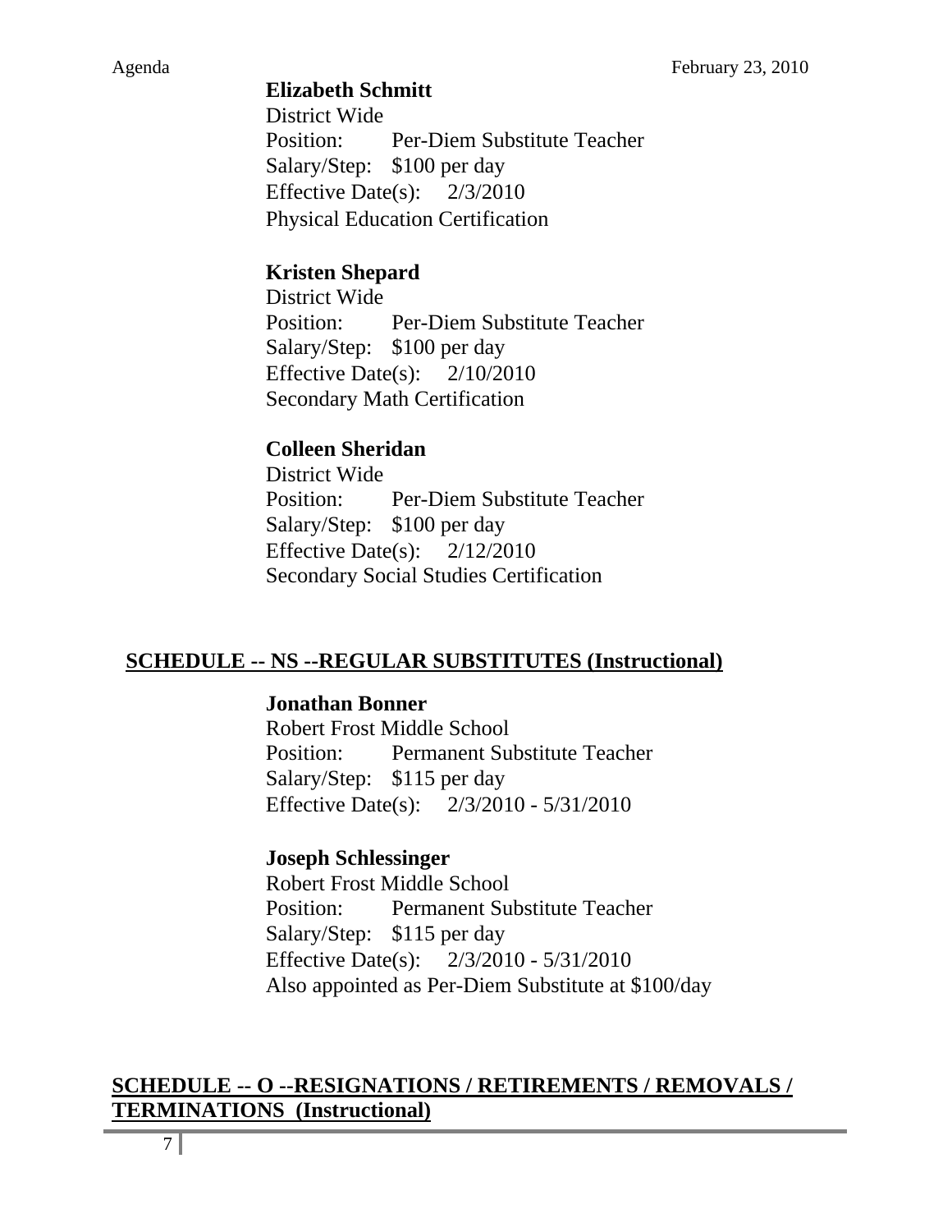**Elizabeth Schmitt**
District Wide
Position: Per-Diem Substitute Teacher
Salary/Step: $100 per day
Effective Date(s): 2/3/2010
Physical Education Certification

**Kristen Shepard**
District Wide
Position: Per-Diem Substitute Teacher
Salary/Step: $100 per day
Effective Date(s): 2/10/2010
Secondary Math Certification

**Colleen Sheridan**
District Wide
Position: Per-Diem Substitute Teacher
Salary/Step: $100 per day
Effective Date(s): 2/12/2010
Secondary Social Studies Certification

## SCHEDULE -- NS --REGULAR SUBSTITUTES (Instructional)

**Jonathan Bonner**
Robert Frost Middle School
Position: Permanent Substitute Teacher
Salary/Step: $115 per day
Effective Date(s): 2/3/2010 - 5/31/2010

**Joseph Schlessinger**
Robert Frost Middle School
Position: Permanent Substitute Teacher
Salary/Step: $115 per day
Effective Date(s): 2/3/2010 - 5/31/2010
Also appointed as Per-Diem Substitute at $100/day

## SCHEDULE -- O --RESIGNATIONS / RETIREMENTS / REMOVALS / TERMINATIONS (Instructional)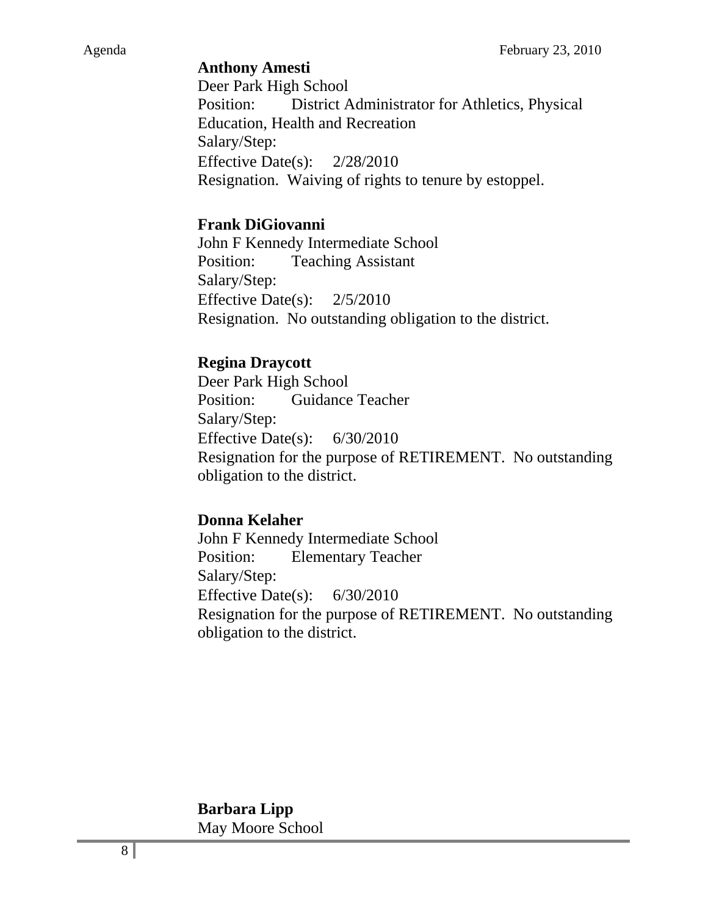**Anthony Amesti**
Deer Park High School
Position: District Administrator for Athletics, Physical Education, Health and Recreation
Salary/Step:
Effective Date(s): 2/28/2010
Resignation. Waiving of rights to tenure by estoppel.

**Frank DiGiovanni**
John F Kennedy Intermediate School
Position: Teaching Assistant
Salary/Step:
Effective Date(s): 2/5/2010
Resignation. No outstanding obligation to the district.

**Regina Draycott**
Deer Park High School
Position: Guidance Teacher
Salary/Step:
Effective Date(s): 6/30/2010
Resignation for the purpose of RETIREMENT. No outstanding obligation to the district.

**Donna Kelaher**
John F Kennedy Intermediate School
Position: Elementary Teacher
Salary/Step:
Effective Date(s): 6/30/2010
Resignation for the purpose of RETIREMENT. No outstanding obligation to the district.

**Barbara Lipp**
May Moore School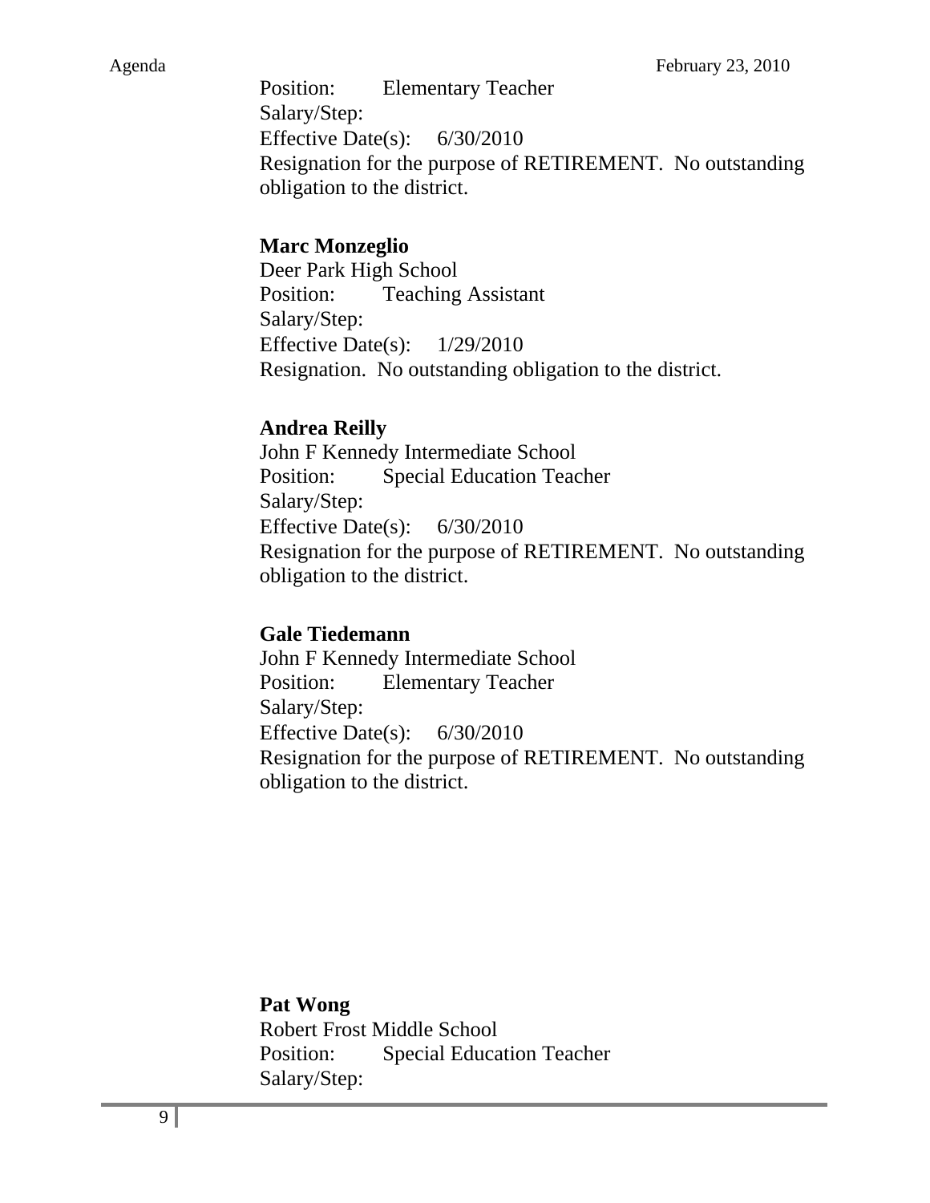Position: Elementary Teacher
Salary/Step:
Effective Date(s): 6/30/2010
Resignation for the purpose of RETIREMENT. No outstanding obligation to the district.

**Marc Monzeglio**
Deer Park High School
Position: Teaching Assistant
Salary/Step:
Effective Date(s): 1/29/2010
Resignation. No outstanding obligation to the district.

**Andrea Reilly**
John F Kennedy Intermediate School
Position: Special Education Teacher
Salary/Step:
Effective Date(s): 6/30/2010
Resignation for the purpose of RETIREMENT. No outstanding obligation to the district.

**Gale Tiedemann**
John F Kennedy Intermediate School
Position: Elementary Teacher
Salary/Step:
Effective Date(s): 6/30/2010
Resignation for the purpose of RETIREMENT. No outstanding obligation to the district.

**Pat Wong**
Robert Frost Middle School
Position: Special Education Teacher
Salary/Step: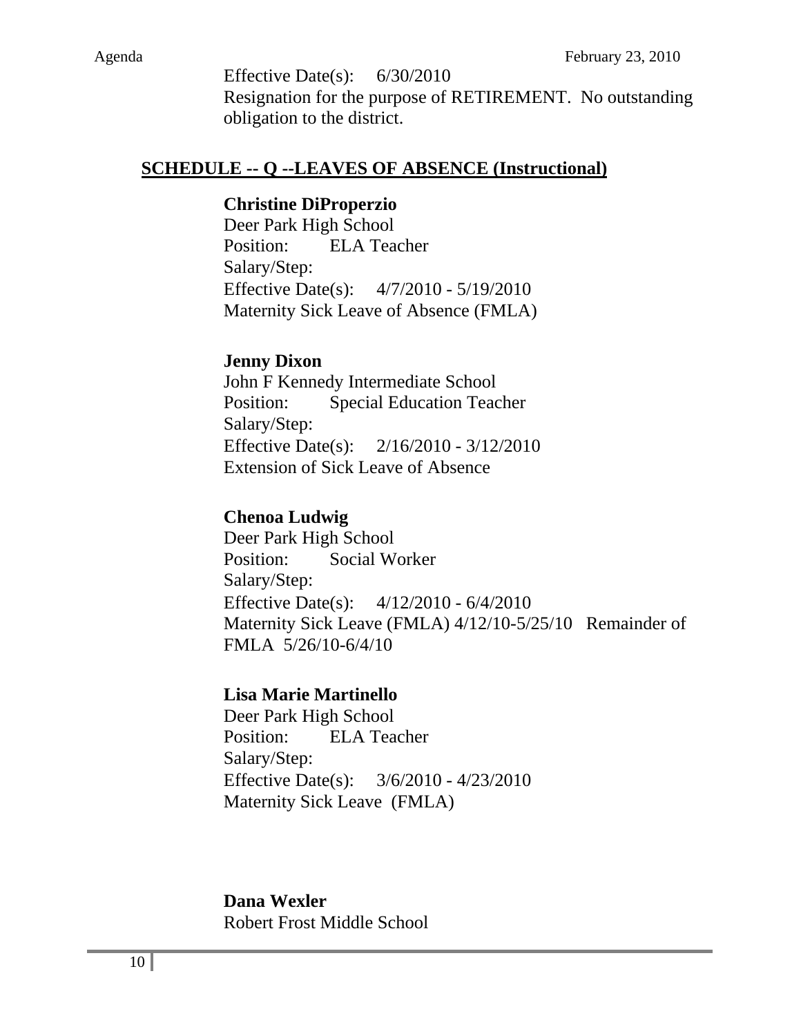Effective Date(s): 6/30/2010
Resignation for the purpose of RETIREMENT. No outstanding obligation to the district.

## SCHEDULE -- Q --LEAVES OF ABSENCE (Instructional)

**Christine DiProperzio**
Deer Park High School
Position: ELA Teacher
Salary/Step:
Effective Date(s): 4/7/2010 - 5/19/2010
Maternity Sick Leave of Absence (FMLA)

**Jenny Dixon**
John F Kennedy Intermediate School
Position: Special Education Teacher
Salary/Step:
Effective Date(s): 2/16/2010 - 3/12/2010
Extension of Sick Leave of Absence

**Chenoa Ludwig**
Deer Park High School
Position: Social Worker
Salary/Step:
Effective Date(s): 4/12/2010 - 6/4/2010
Maternity Sick Leave (FMLA) 4/12/10-5/25/10 Remainder of FMLA 5/26/10-6/4/10

**Lisa Marie Martinello**
Deer Park High School
Position: ELA Teacher
Salary/Step:
Effective Date(s): 3/6/2010 - 4/23/2010
Maternity Sick Leave (FMLA)

**Dana Wexler**
Robert Frost Middle School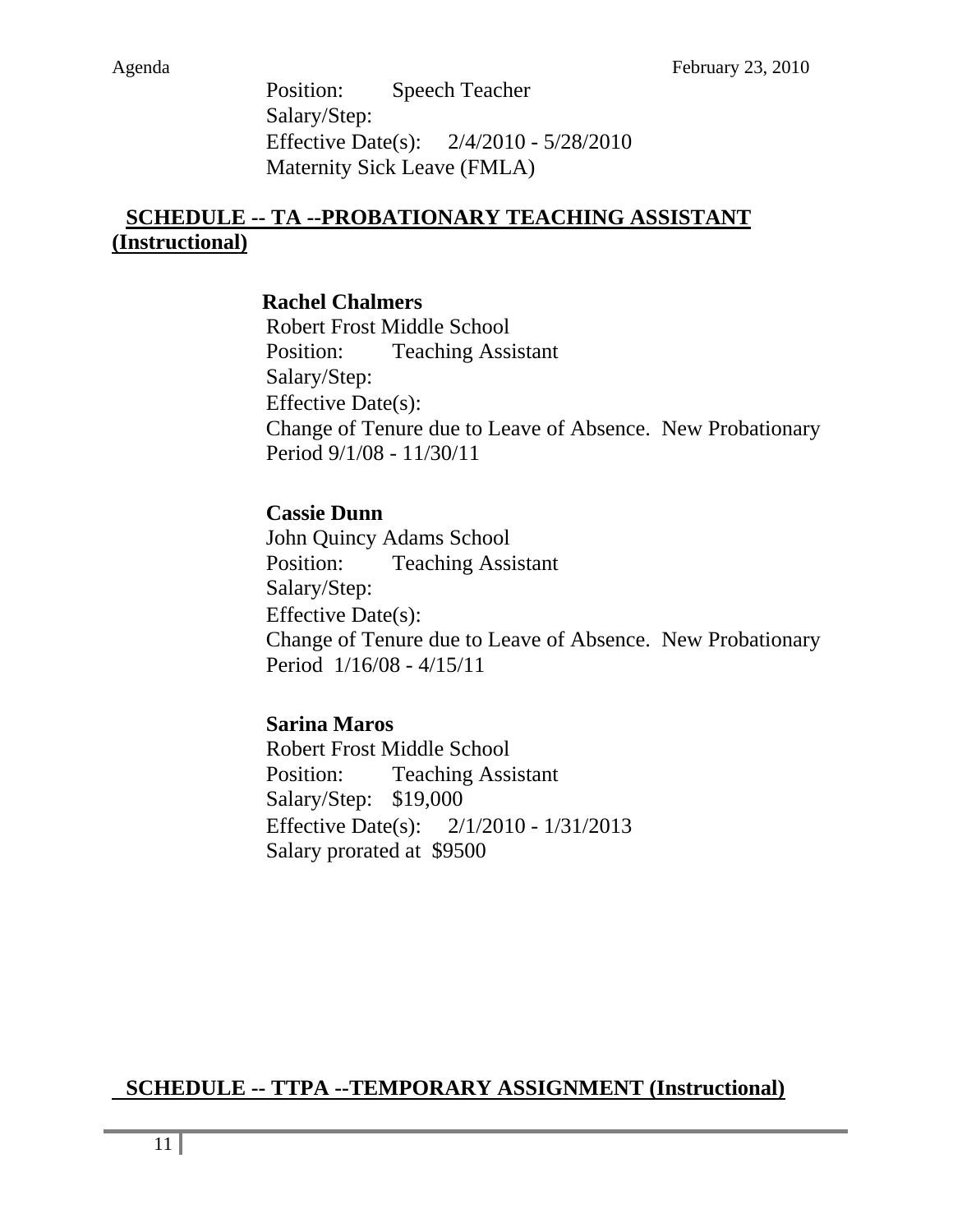Position: Speech Teacher
Salary/Step:
Effective Date(s): 2/4/2010 - 5/28/2010
Maternity Sick Leave (FMLA)

**SCHEDULE -- TA --PROBATIONARY TEACHING ASSISTANT (Instructional)**

**Rachel Chalmers**
Robert Frost Middle School
Position: Teaching Assistant
Salary/Step:
Effective Date(s):
Change of Tenure due to Leave of Absence. New Probationary Period 9/1/08 - 11/30/11

**Cassie Dunn**
John Quincy Adams School
Position: Teaching Assistant
Salary/Step:
Effective Date(s):
Change of Tenure due to Leave of Absence. New Probationary Period 1/16/08 - 4/15/11

**Sarina Maros**
Robert Frost Middle School
Position: Teaching Assistant
Salary/Step: $19,000
Effective Date(s): 2/1/2010 - 1/31/2013
Salary prorated at $9500

**SCHEDULE -- TTPA --TEMPORARY ASSIGNMENT (Instructional)**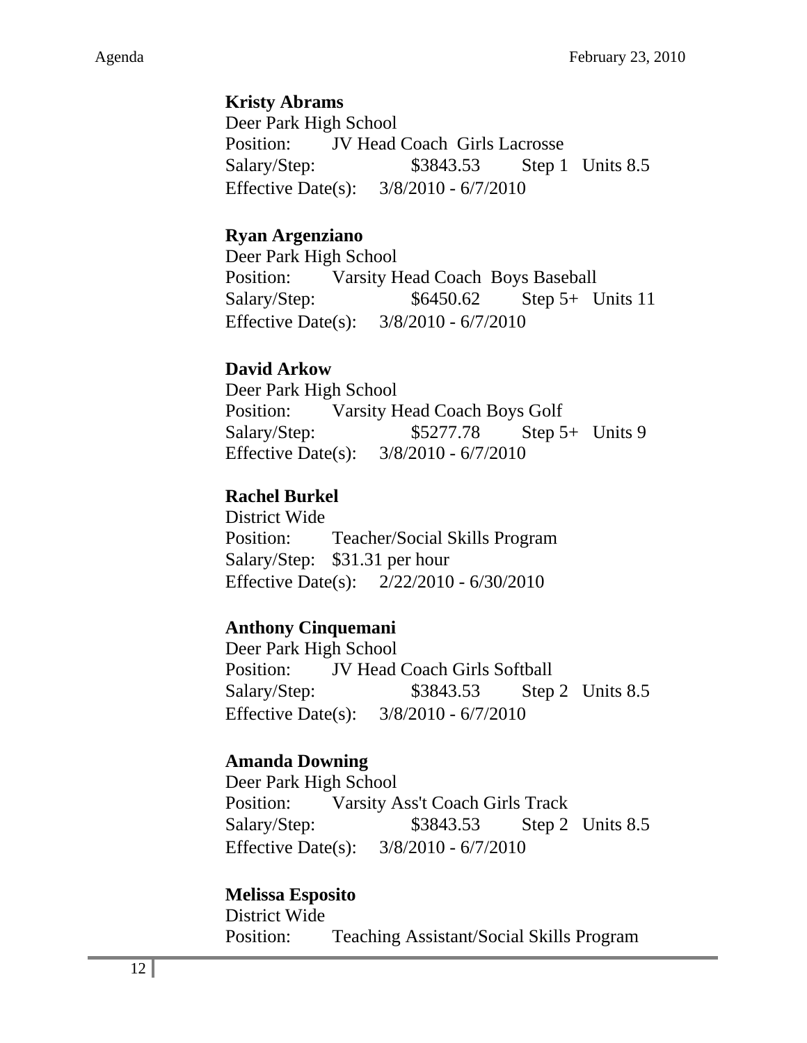**Kristy Abrams**
Deer Park High School
Position: JV Head Coach Girls Lacrosse
Salary/Step: $3843.53 Step 1 Units 8.5
Effective Date(s): 3/8/2010 - 6/7/2010

**Ryan Argenziano**
Deer Park High School
Position: Varsity Head Coach Boys Baseball
Salary/Step: $6450.62 Step 5+ Units 11
Effective Date(s): 3/8/2010 - 6/7/2010

**David Arkow**
Deer Park High School
Position: Varsity Head Coach Boys Golf
Salary/Step: $5277.78 Step 5+ Units 9
Effective Date(s): 3/8/2010 - 6/7/2010

**Rachel Burkel**
District Wide
Position: Teacher/Social Skills Program
Salary/Step: $31.31 per hour
Effective Date(s): 2/22/2010 - 6/30/2010

**Anthony Cinquemani**
Deer Park High School
Position: JV Head Coach Girls Softball
Salary/Step: $3843.53 Step 2 Units 8.5
Effective Date(s): 3/8/2010 - 6/7/2010

**Amanda Downing**
Deer Park High School
Position: Varsity Ass't Coach Girls Track
Salary/Step: $3843.53 Step 2 Units 8.5
Effective Date(s): 3/8/2010 - 6/7/2010

**Melissa Esposito**
District Wide
Position: Teaching Assistant/Social Skills Program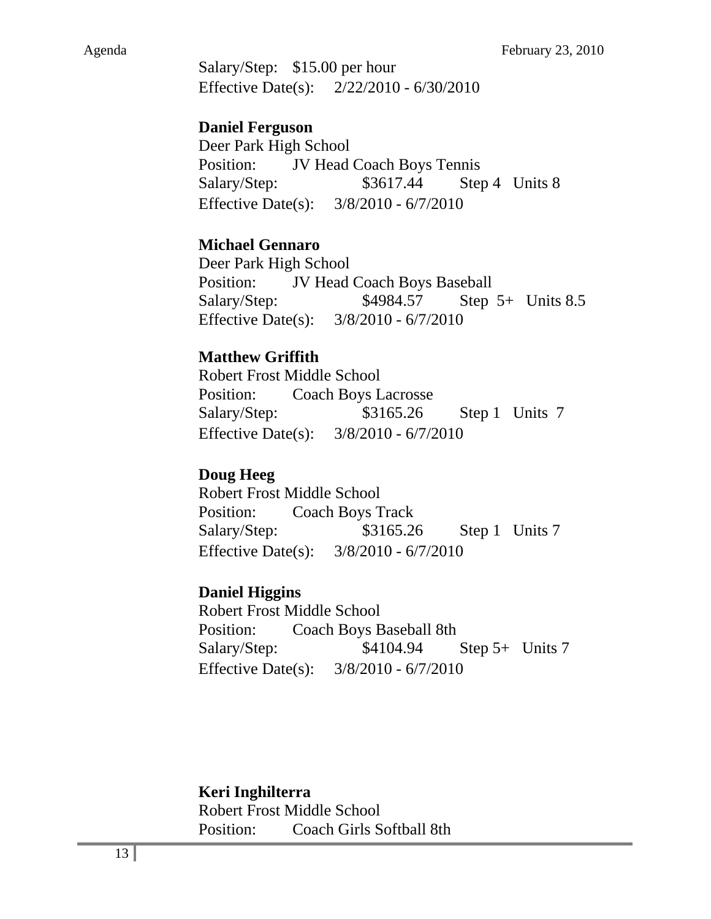Salary/Step: $15.00 per hour
Effective Date(s): 2/22/2010 - 6/30/2010

**Daniel Ferguson**
Deer Park High School
Position: JV Head Coach Boys Tennis
Salary/Step: $3617.44 Step 4 Units 8
Effective Date(s): 3/8/2010 - 6/7/2010

**Michael Gennaro**
Deer Park High School
Position: JV Head Coach Boys Baseball
Salary/Step: $4984.57 Step 5+ Units 8.5
Effective Date(s): 3/8/2010 - 6/7/2010

**Matthew Griffith**
Robert Frost Middle School
Position: Coach Boys Lacrosse
Salary/Step: $3165.26 Step 1 Units 7
Effective Date(s): 3/8/2010 - 6/7/2010

**Doug Heeg**
Robert Frost Middle School
Position: Coach Boys Track
Salary/Step: $3165.26 Step 1 Units 7
Effective Date(s): 3/8/2010 - 6/7/2010

**Daniel Higgins**
Robert Frost Middle School
Position: Coach Boys Baseball 8th
Salary/Step: $4104.94 Step 5+ Units 7
Effective Date(s): 3/8/2010 - 6/7/2010

**Keri Inghilterra**
Robert Frost Middle School
Position: Coach Girls Softball 8th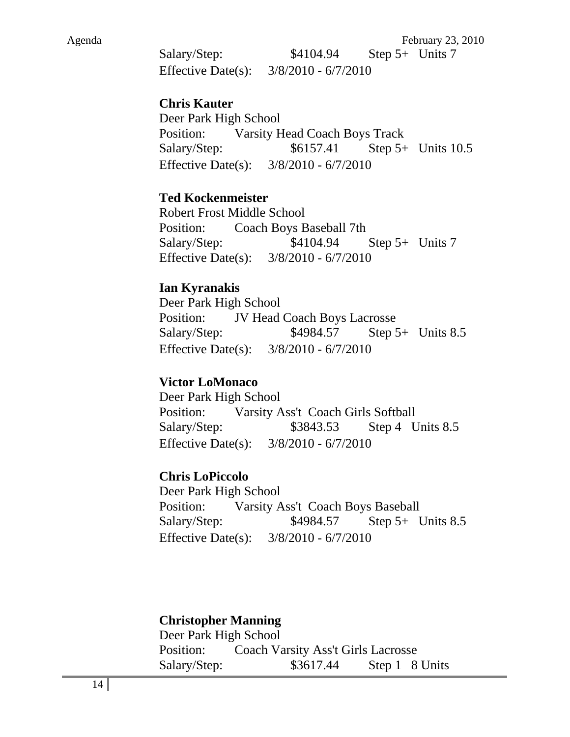Salary/Step: $4104.94 Step 5+ Units 7
Effective Date(s): 3/8/2010 - 6/7/2010

**Chris Kauter**
Deer Park High School
Position: Varsity Head Coach Boys Track
Salary/Step: $6157.41 Step 5+ Units 10.5
Effective Date(s): 3/8/2010 - 6/7/2010

**Ted Kockenmeister**
Robert Frost Middle School
Position: Coach Boys Baseball 7th
Salary/Step: $4104.94 Step 5+ Units 7
Effective Date(s): 3/8/2010 - 6/7/2010

**Ian Kyranakis**
Deer Park High School
Position: JV Head Coach Boys Lacrosse
Salary/Step: $4984.57 Step 5+ Units 8.5
Effective Date(s): 3/8/2010 - 6/7/2010

**Victor LoMonaco**
Deer Park High School
Position: Varsity Ass't Coach Girls Softball
Salary/Step: $3843.53 Step 4 Units 8.5
Effective Date(s): 3/8/2010 - 6/7/2010

**Chris LoPiccolo**
Deer Park High School
Position: Varsity Ass't Coach Boys Baseball
Salary/Step: $4984.57 Step 5+ Units 8.5
Effective Date(s): 3/8/2010 - 6/7/2010

**Christopher Manning**
Deer Park High School
Position: Coach Varsity Ass't Girls Lacrosse
Salary/Step: $3617.44 Step 1 8 Units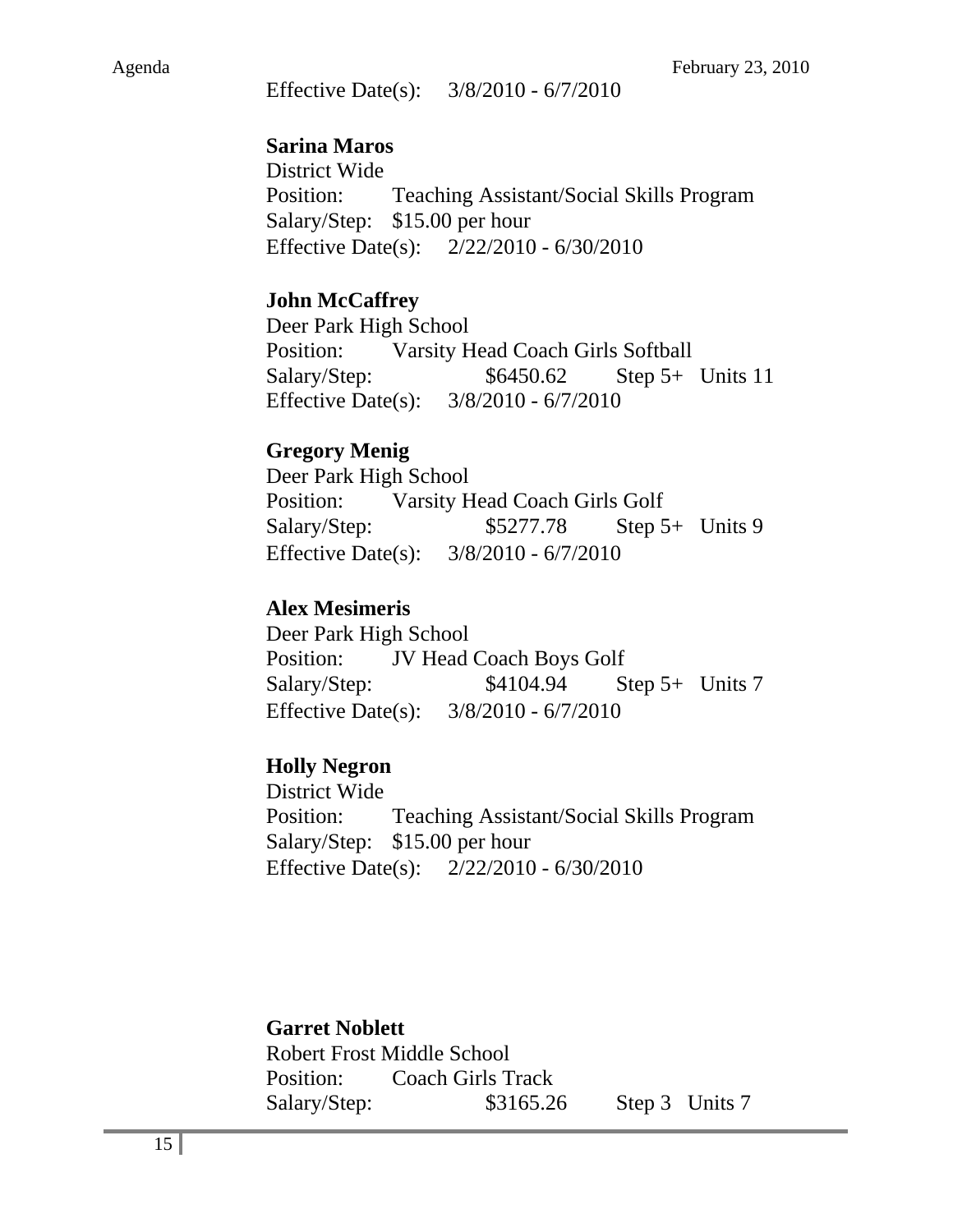Effective Date(s): 3/8/2010 - 6/7/2010

**Sarina Maros**
District Wide
Position: Teaching Assistant/Social Skills Program
Salary/Step: $15.00 per hour
Effective Date(s): 2/22/2010 - 6/30/2010

**John McCaffrey**
Deer Park High School
Position: Varsity Head Coach Girls Softball
Salary/Step: $6450.62 Step 5+ Units 11
Effective Date(s): 3/8/2010 - 6/7/2010

**Gregory Menig**
Deer Park High School
Position: Varsity Head Coach Girls Golf
Salary/Step: $5277.78 Step 5+ Units 9
Effective Date(s): 3/8/2010 - 6/7/2010

**Alex Mesimeris**
Deer Park High School
Position: JV Head Coach Boys Golf
Salary/Step: $4104.94 Step 5+ Units 7
Effective Date(s): 3/8/2010 - 6/7/2010

**Holly Negron**
District Wide
Position: Teaching Assistant/Social Skills Program
Salary/Step: $15.00 per hour
Effective Date(s): 2/22/2010 - 6/30/2010

**Garret Noblett**
Robert Frost Middle School
Position: Coach Girls Track
Salary/Step: $3165.26 Step 3 Units 7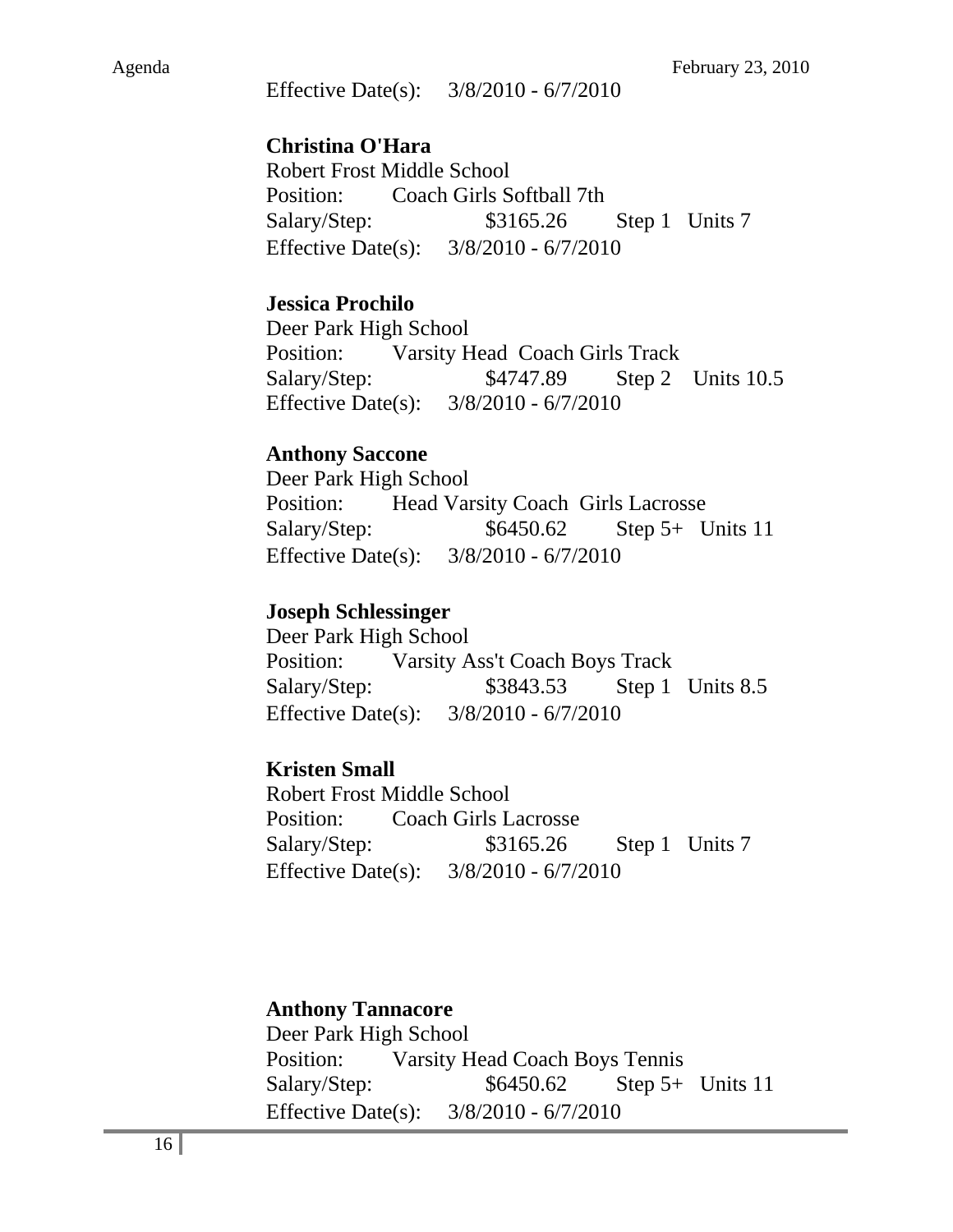Effective Date(s): 3/8/2010 - 6/7/2010

**Christina O'Hara**
Robert Frost Middle School
Position: Coach Girls Softball 7th
Salary/Step: $3165.26 Step 1 Units 7
Effective Date(s): 3/8/2010 - 6/7/2010

**Jessica Prochilo**
Deer Park High School
Position: Varsity Head Coach Girls Track
Salary/Step: $4747.89 Step 2 Units 10.5
Effective Date(s): 3/8/2010 - 6/7/2010

**Anthony Saccone**
Deer Park High School
Position: Head Varsity Coach Girls Lacrosse
Salary/Step: $6450.62 Step 5+ Units 11
Effective Date(s): 3/8/2010 - 6/7/2010

**Joseph Schlessinger**
Deer Park High School
Position: Varsity Ass't Coach Boys Track
Salary/Step: $3843.53 Step 1 Units 8.5
Effective Date(s): 3/8/2010 - 6/7/2010

**Kristen Small**
Robert Frost Middle School
Position: Coach Girls Lacrosse
Salary/Step: $3165.26 Step 1 Units 7
Effective Date(s): 3/8/2010 - 6/7/2010

**Anthony Tannacore**
Deer Park High School
Position: Varsity Head Coach Boys Tennis
Salary/Step: $6450.62 Step 5+ Units 11
Effective Date(s): 3/8/2010 - 6/7/2010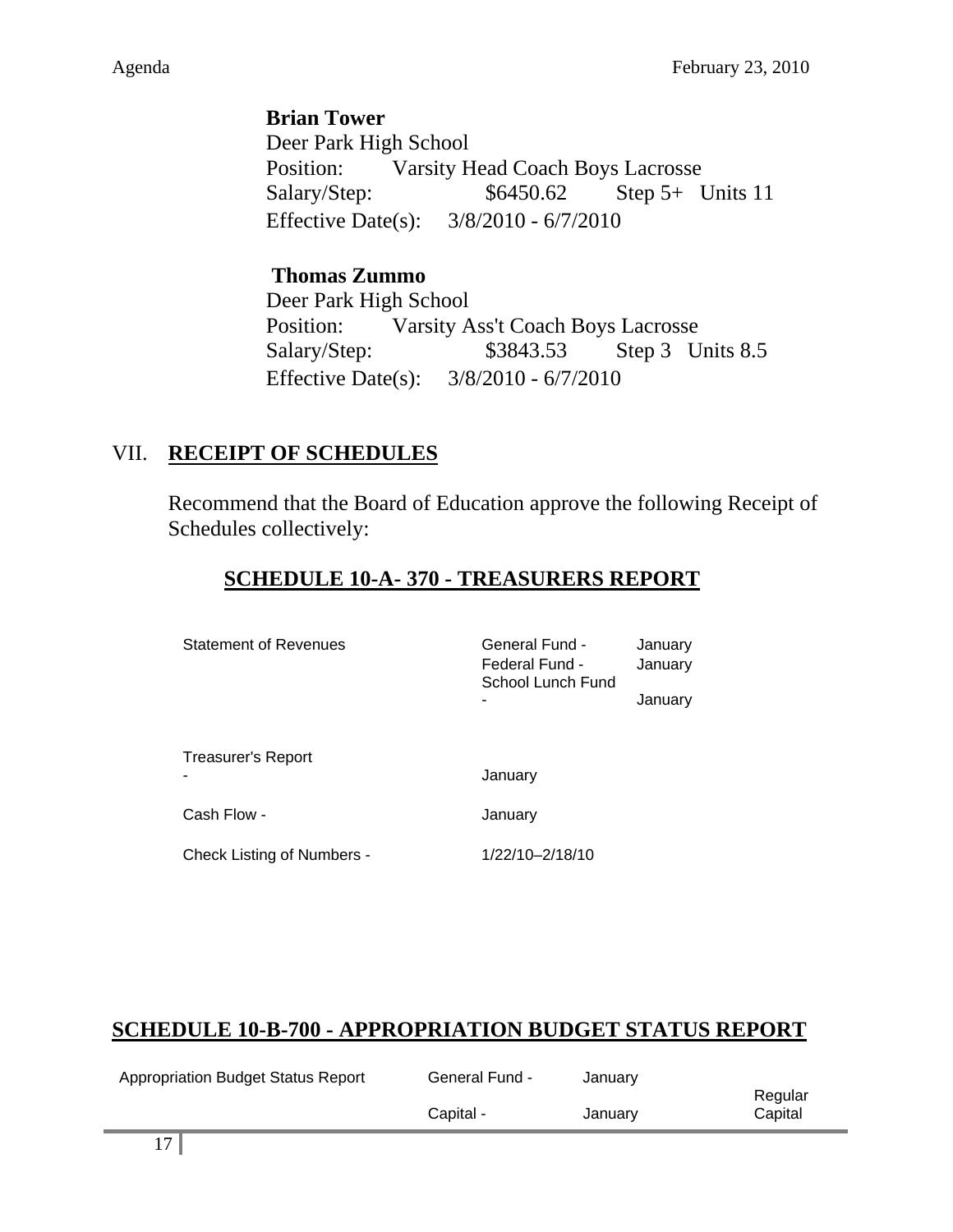**Brian Tower**
Deer Park High School
Position: Varsity Head Coach Boys Lacrosse
Salary/Step: $6450.62 Step 5+ Units 11
Effective Date(s): 3/8/2010 - 6/7/2010

**Thomas Zummo**
Deer Park High School
Position: Varsity Ass't Coach Boys Lacrosse
Salary/Step: $3843.53 Step 3 Units 8.5
Effective Date(s): 3/8/2010 - 6/7/2010

## VII. RECEIPT OF SCHEDULES

Recommend that the Board of Education approve the following Receipt of Schedules collectively:

### SCHEDULE 10-A- 370 - TREASURERS REPORT

| | | |
|---|---|---|
| Statement of Revenues | General Fund - | January |
| | Federal Fund - | January |
| | School Lunch Fund - | January |
| Treasurer's Report - | January | |
| Cash Flow - | January | |
| Check Listing of Numbers - | 1/22/10–2/18/10 | |

### SCHEDULE 10-B-700 - APPROPRIATION BUDGET STATUS REPORT

| | | | |
|---|---|---|---|
| Appropriation Budget Status Report | General Fund - | January | |
| | Capital - | January | Regular Capital |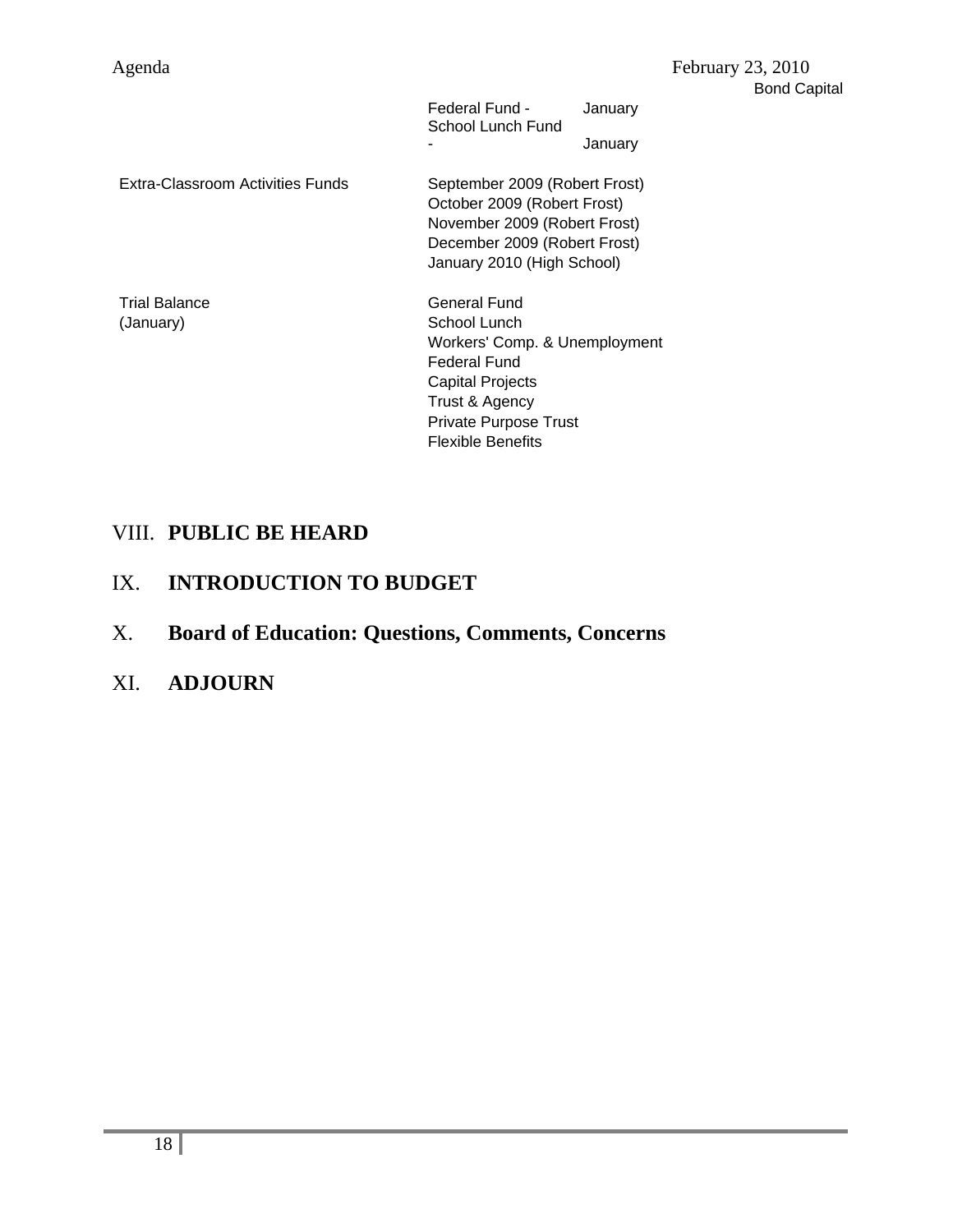Bond Capital

| | | |
|---|---|---|
| | Federal Fund - | January |
| | School Lunch Fund - | January |
| Extra-Classroom Activities Funds | September 2009 (Robert Frost)<br>October 2009 (Robert Frost)<br>November 2009 (Robert Frost)<br>December 2009 (Robert Frost)<br>January 2010 (High School) | |
| Trial Balance (January) | General Fund<br>School Lunch<br>Workers' Comp. & Unemployment<br>Federal Fund<br>Capital Projects<br>Trust & Agency<br>Private Purpose Trust<br>Flexible Benefits | |

## VIII. PUBLIC BE HEARD

## IX. INTRODUCTION TO BUDGET

## X. Board of Education: Questions, Comments, Concerns

## XI. ADJOURN